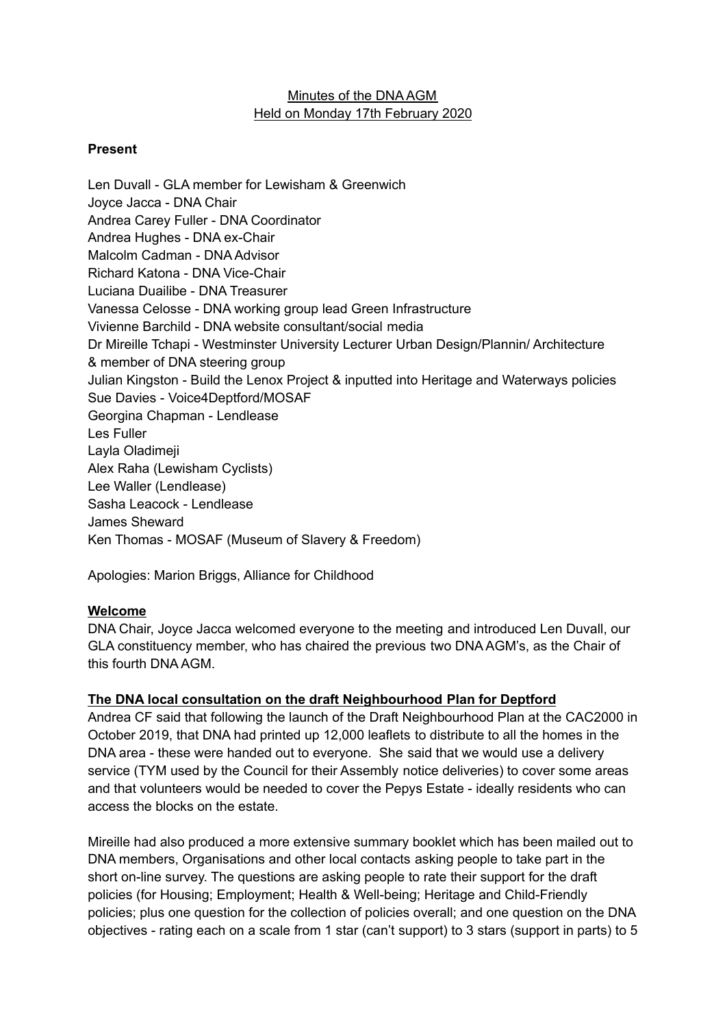Minutes of the DNA AGM
Held on Monday 17th February 2020

**Present**

Len Duvall - GLA member for Lewisham & Greenwich
Joyce Jacca - DNA Chair
Andrea Carey Fuller - DNA Coordinator
Andrea Hughes - DNA ex-Chair
Malcolm Cadman - DNA Advisor
Richard Katona - DNA Vice-Chair
Luciana Duailibe - DNA Treasurer
Vanessa Celosse - DNA working group lead Green Infrastructure
Vivienne Barchild - DNA website consultant/social media
Dr Mireille Tchapi - Westminster University Lecturer Urban Design/Plannin/ Architecture & member of DNA steering group
Julian Kingston - Build the Lenox Project & inputted into Heritage and Waterways policies
Sue Davies - Voice4Deptford/MOSAF
Georgina Chapman - Lendlease
Les Fuller
Layla Oladimeji
Alex Raha (Lewisham Cyclists)
Lee Waller (Lendlease)
Sasha Leacock - Lendlease
James Sheward
Ken Thomas - MOSAF (Museum of Slavery & Freedom)

Apologies: Marion Briggs, Alliance for Childhood

**Welcome**

DNA Chair, Joyce Jacca welcomed everyone to the meeting and introduced Len Duvall, our GLA constituency member, who has chaired the previous two DNA AGM's, as the Chair of this fourth DNA AGM.

**The DNA local consultation on the draft Neighbourhood Plan for Deptford**

Andrea CF said that following the launch of the Draft Neighbourhood Plan at the CAC2000 in October 2019, that DNA had printed up 12,000 leaflets to distribute to all the homes in the DNA area - these were handed out to everyone. She said that we would use a delivery service (TYM used by the Council for their Assembly notice deliveries) to cover some areas and that volunteers would be needed to cover the Pepys Estate - ideally residents who can access the blocks on the estate.

Mireille had also produced a more extensive summary booklet which has been mailed out to DNA members, Organisations and other local contacts asking people to take part in the short on-line survey. The questions are asking people to rate their support for the draft policies (for Housing; Employment; Health & Well-being; Heritage and Child-Friendly policies; plus one question for the collection of policies overall; and one question on the DNA objectives - rating each on a scale from 1 star (can't support) to 3 stars (support in parts) to 5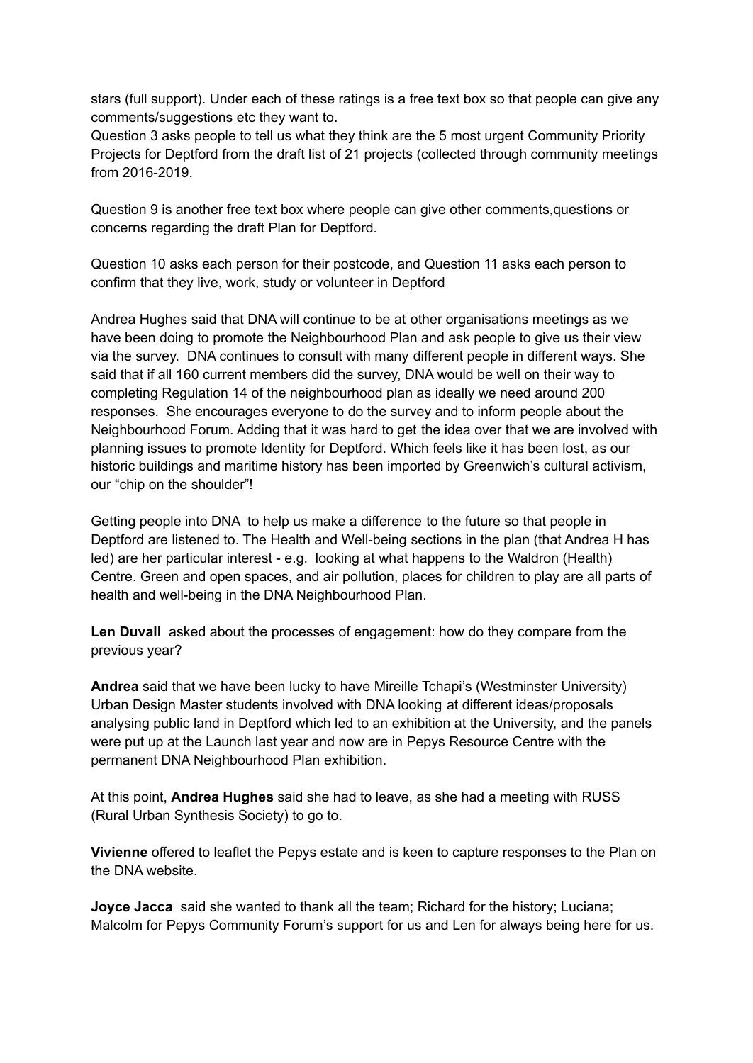stars (full support). Under each of these ratings is a free text box so that people can give any comments/suggestions etc they want to.
Question 3 asks people to tell us what they think are the 5 most urgent Community Priority Projects for Deptford from the draft list of 21 projects (collected through community meetings from 2016-2019.

Question 9 is another free text box where people can give other comments,questions or concerns regarding the draft Plan for Deptford.

Question 10 asks each person for their postcode, and Question 11 asks each person to confirm that they live, work, study or volunteer in Deptford

Andrea Hughes said that DNA will continue to be at other organisations meetings as we have been doing to promote the Neighbourhood Plan and ask people to give us their view via the survey. DNA continues to consult with many different people in different ways. She said that if all 160 current members did the survey, DNA would be well on their way to completing Regulation 14 of the neighbourhood plan as ideally we need around 200 responses. She encourages everyone to do the survey and to inform people about the Neighbourhood Forum. Adding that it was hard to get the idea over that we are involved with planning issues to promote Identity for Deptford. Which feels like it has been lost, as our historic buildings and maritime history has been imported by Greenwich's cultural activism, our "chip on the shoulder"!

Getting people into DNA to help us make a difference to the future so that people in Deptford are listened to. The Health and Well-being sections in the plan (that Andrea H has led) are her particular interest - e.g. looking at what happens to the Waldron (Health) Centre. Green and open spaces, and air pollution, places for children to play are all parts of health and well-being in the DNA Neighbourhood Plan.

**Len Duvall** asked about the processes of engagement: how do they compare from the previous year?

**Andrea** said that we have been lucky to have Mireille Tchapi's (Westminster University) Urban Design Master students involved with DNA looking at different ideas/proposals analysing public land in Deptford which led to an exhibition at the University, and the panels were put up at the Launch last year and now are in Pepys Resource Centre with the permanent DNA Neighbourhood Plan exhibition.

At this point, **Andrea Hughes** said she had to leave, as she had a meeting with RUSS (Rural Urban Synthesis Society) to go to.

**Vivienne** offered to leaflet the Pepys estate and is keen to capture responses to the Plan on the DNA website.

**Joyce Jacca** said she wanted to thank all the team; Richard for the history; Luciana; Malcolm for Pepys Community Forum's support for us and Len for always being here for us.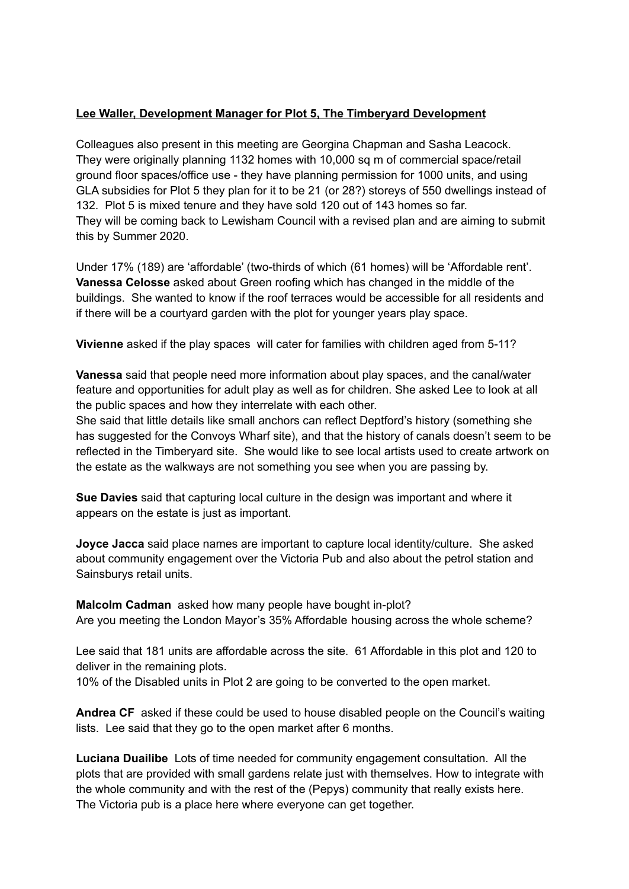**<u>Lee Waller, Development Manager for Plot 5, The Timberyard Development</u>**

Colleagues also present in this meeting are Georgina Chapman and Sasha Leacock.
They were originally planning 1132 homes with 10,000 sq m of commercial space/retail ground floor spaces/office use - they have planning permission for 1000 units, and using GLA subsidies for Plot 5 they plan for it to be 21 (or 28?) storeys of 550 dwellings instead of 132. Plot 5 is mixed tenure and they have sold 120 out of 143 homes so far.
They will be coming back to Lewisham Council with a revised plan and are aiming to submit this by Summer 2020.

Under 17% (189) are 'affordable' (two-thirds of which (61 homes) will be 'Affordable rent'.
**Vanessa Celosse** asked about Green roofing which has changed in the middle of the buildings. She wanted to know if the roof terraces would be accessible for all residents and if there will be a courtyard garden with the plot for younger years play space.

**Vivienne** asked if the play spaces will cater for families with children aged from 5-11?

**Vanessa** said that people need more information about play spaces, and the canal/water feature and opportunities for adult play as well as for children. She asked Lee to look at all the public spaces and how they interrelate with each other.
She said that little details like small anchors can reflect Deptford's history (something she has suggested for the Convoys Wharf site), and that the history of canals doesn't seem to be reflected in the Timberyard site. She would like to see local artists used to create artwork on the estate as the walkways are not something you see when you are passing by.

**Sue Davies** said that capturing local culture in the design was important and where it appears on the estate is just as important.

**Joyce Jacca** said place names are important to capture local identity/culture. She asked about community engagement over the Victoria Pub and also about the petrol station and Sainsburys retail units.

**Malcolm Cadman** asked how many people have bought in-plot?
Are you meeting the London Mayor's 35% Affordable housing across the whole scheme?

Lee said that 181 units are affordable across the site. 61 Affordable in this plot and 120 to deliver in the remaining plots.
10% of the Disabled units in Plot 2 are going to be converted to the open market.

**Andrea CF** asked if these could be used to house disabled people on the Council's waiting lists. Lee said that they go to the open market after 6 months.

**Luciana Duailibe** Lots of time needed for community engagement consultation. All the plots that are provided with small gardens relate just with themselves. How to integrate with the whole community and with the rest of the (Pepys) community that really exists here. The Victoria pub is a place here where everyone can get together.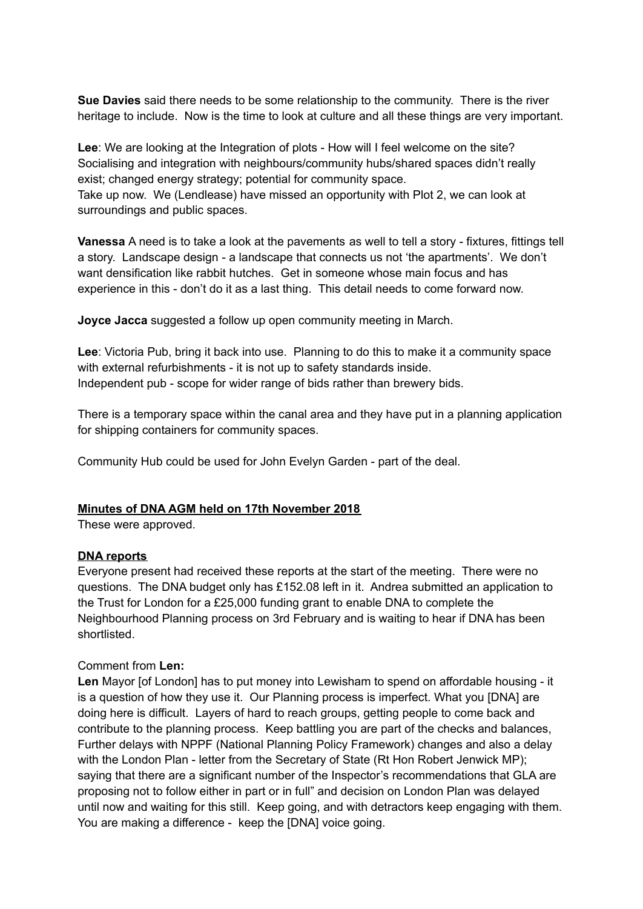**Sue Davies** said there needs to be some relationship to the community. There is the river heritage to include. Now is the time to look at culture and all these things are very important.

**Lee**: We are looking at the Integration of plots - How will I feel welcome on the site? Socialising and integration with neighbours/community hubs/shared spaces didn't really exist; changed energy strategy; potential for community space.
Take up now. We (Lendlease) have missed an opportunity with Plot 2, we can look at surroundings and public spaces.

**Vanessa** A need is to take a look at the pavements as well to tell a story - fixtures, fittings tell a story. Landscape design - a landscape that connects us not 'the apartments'. We don't want densification like rabbit hutches. Get in someone whose main focus and has experience in this - don't do it as a last thing. This detail needs to come forward now.

**Joyce Jacca** suggested a follow up open community meeting in March.

**Lee**: Victoria Pub, bring it back into use. Planning to do this to make it a community space with external refurbishments - it is not up to safety standards inside.
Independent pub - scope for wider range of bids rather than brewery bids.

There is a temporary space within the canal area and they have put in a planning application for shipping containers for community spaces.

Community Hub could be used for John Evelyn Garden - part of the deal.

**Minutes of DNA AGM held on 17th November 2018**

These were approved.

**DNA reports**

Everyone present had received these reports at the start of the meeting. There were no questions. The DNA budget only has £152.08 left in it. Andrea submitted an application to the Trust for London for a £25,000 funding grant to enable DNA to complete the Neighbourhood Planning process on 3rd February and is waiting to hear if DNA has been shortlisted.

Comment from **Len:**

**Len** Mayor [of London] has to put money into Lewisham to spend on affordable housing - it is a question of how they use it. Our Planning process is imperfect. What you [DNA] are doing here is difficult. Layers of hard to reach groups, getting people to come back and contribute to the planning process. Keep battling you are part of the checks and balances, Further delays with NPPF (National Planning Policy Framework) changes and also a delay with the London Plan - letter from the Secretary of State (Rt Hon Robert Jenwick MP); saying that there are a significant number of the Inspector's recommendations that GLA are proposing not to follow either in part or in full" and decision on London Plan was delayed until now and waiting for this still. Keep going, and with detractors keep engaging with them. You are making a difference - keep the [DNA] voice going.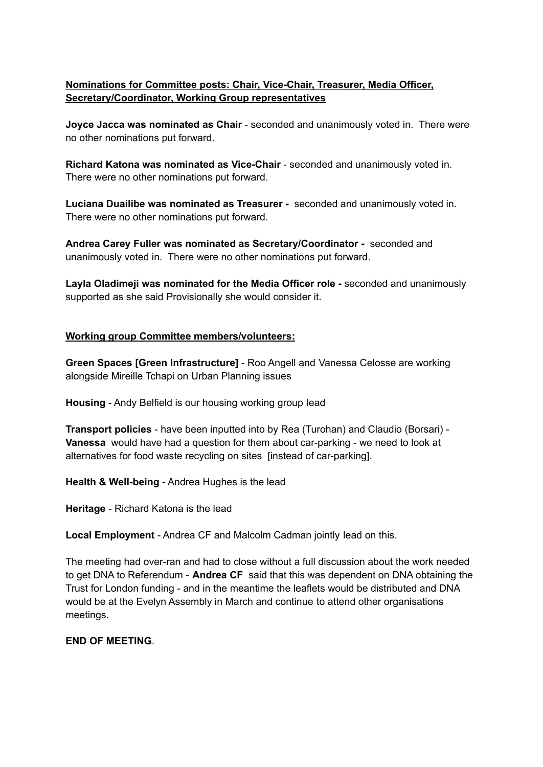**Nominations for Committee posts: Chair, Vice-Chair, Treasurer, Media Officer, Secretary/Coordinator, Working Group representatives**

**Joyce Jacca was nominated as Chair** - seconded and unanimously voted in. There were no other nominations put forward.

**Richard Katona was nominated as Vice-Chair** - seconded and unanimously voted in. There were no other nominations put forward.

**Luciana Duailibe was nominated as Treasurer -** seconded and unanimously voted in. There were no other nominations put forward.

**Andrea Carey Fuller was nominated as Secretary/Coordinator -** seconded and unanimously voted in. There were no other nominations put forward.

**Layla Oladimeji was nominated for the Media Officer role -** seconded and unanimously supported as she said Provisionally she would consider it.

**Working group Committee members/volunteers:**

**Green Spaces [Green Infrastructure]** - Roo Angell and Vanessa Celosse are working alongside Mireille Tchapi on Urban Planning issues

**Housing** - Andy Belfield is our housing working group lead

**Transport policies** - have been inputted into by Rea (Turohan) and Claudio (Borsari) - **Vanessa** would have had a question for them about car-parking - we need to look at alternatives for food waste recycling on sites [instead of car-parking].

**Health & Well-being** - Andrea Hughes is the lead

**Heritage** - Richard Katona is the lead

**Local Employment** - Andrea CF and Malcolm Cadman jointly lead on this.

The meeting had over-ran and had to close without a full discussion about the work needed to get DNA to Referendum - **Andrea CF** said that this was dependent on DNA obtaining the Trust for London funding - and in the meantime the leaflets would be distributed and DNA would be at the Evelyn Assembly in March and continue to attend other organisations meetings.

**END OF MEETING**.